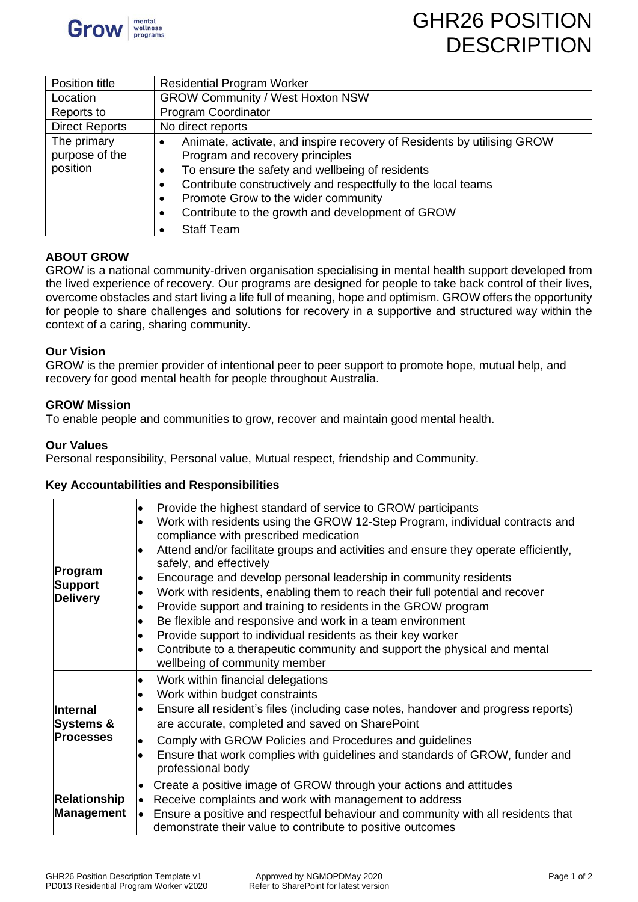# GHR26 POSITION DESCRIPTION

| Position title | Residential Program Worker |
|---|---|
| Location | GROW Community / West Hoxton NSW |
| Reports to | Program Coordinator |
| Direct Reports | No direct reports |
| The primary purpose of the position | • Animate, activate, and inspire recovery of Residents by utilising GROW Program and recovery principles<br>• To ensure the safety and wellbeing of residents<br>• Contribute constructively and respectfully to the local teams<br>• Promote Grow to the wider community<br>• Contribute to the growth and development of GROW<br>• Staff Team |

## ABOUT GROW

GROW is a national community-driven organisation specialising in mental health support developed from the lived experience of recovery. Our programs are designed for people to take back control of their lives, overcome obstacles and start living a life full of meaning, hope and optimism. GROW offers the opportunity for people to share challenges and solutions for recovery in a supportive and structured way within the context of a caring, sharing community.

### Our Vision

GROW is the premier provider of intentional peer to peer support to promote hope, mutual help, and recovery for good mental health for people throughout Australia.

### GROW Mission

To enable people and communities to grow, recover and maintain good mental health.

### Our Values

Personal responsibility, Personal value, Mutual respect, friendship and Community.

### Key Accountabilities and Responsibilities

| | |
|---|---|
| **Program Support Delivery** | • Provide the highest standard of service to GROW participants<br>• Work with residents using the GROW 12-Step Program, individual contracts and compliance with prescribed medication<br>• Attend and/or facilitate groups and activities and ensure they operate efficiently, safely, and effectively<br>• Encourage and develop personal leadership in community residents<br>• Work with residents, enabling them to reach their full potential and recover<br>• Provide support and training to residents in the GROW program<br>• Be flexible and responsive and work in a team environment<br>• Provide support to individual residents as their key worker<br>• Contribute to a therapeutic community and support the physical and mental wellbeing of community member |
| **Internal Systems & Processes** | • Work within financial delegations<br>• Work within budget constraints<br>• Ensure all resident's files (including case notes, handover and progress reports) are accurate, completed and saved on SharePoint<br>• Comply with GROW Policies and Procedures and guidelines<br>• Ensure that work complies with guidelines and standards of GROW, funder and professional body |
| **Relationship Management** | • Create a positive image of GROW through your actions and attitudes<br>• Receive complaints and work with management to address<br>• Ensure a positive and respectful behaviour and community with all residents that demonstrate their value to contribute to positive outcomes |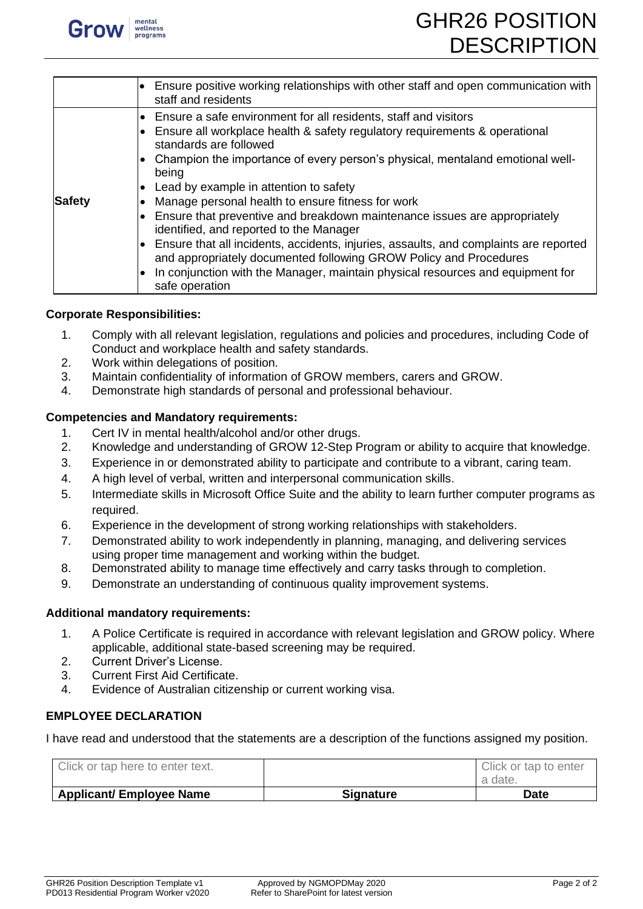| | |
|---|---|
| | • Ensure positive working relationships with other staff and open communication with staff and residents |
| **Safety** | • Ensure a safe environment for all residents, staff and visitors<br>• Ensure all workplace health & safety regulatory requirements & operational standards are followed<br>• Champion the importance of every person's physical, mentaland emotional well-being<br>• Lead by example in attention to safety<br>• Manage personal health to ensure fitness for work<br>• Ensure that preventive and breakdown maintenance issues are appropriately identified, and reported to the Manager<br>• Ensure that all incidents, accidents, injuries, assaults, and complaints are reported and appropriately documented following GROW Policy and Procedures<br>• In conjunction with the Manager, maintain physical resources and equipment for safe operation |

**Corporate Responsibilities:**

1. Comply with all relevant legislation, regulations and policies and procedures, including Code of Conduct and workplace health and safety standards.
2. Work within delegations of position.
3. Maintain confidentiality of information of GROW members, carers and GROW.
4. Demonstrate high standards of personal and professional behaviour.

**Competencies and Mandatory requirements:**

1. Cert IV in mental health/alcohol and/or other drugs.
2. Knowledge and understanding of GROW 12-Step Program or ability to acquire that knowledge.
3. Experience in or demonstrated ability to participate and contribute to a vibrant, caring team.
4. A high level of verbal, written and interpersonal communication skills.
5. Intermediate skills in Microsoft Office Suite and the ability to learn further computer programs as required.
6. Experience in the development of strong working relationships with stakeholders.
7. Demonstrated ability to work independently in planning, managing, and delivering services using proper time management and working within the budget.
8. Demonstrated ability to manage time effectively and carry tasks through to completion.
9. Demonstrate an understanding of continuous quality improvement systems.

**Additional mandatory requirements:**

1. A Police Certificate is required in accordance with relevant legislation and GROW policy. Where applicable, additional state-based screening may be required.
2. Current Driver's License.
3. Current First Aid Certificate.
4. Evidence of Australian citizenship or current working visa.

**EMPLOYEE DECLARATION**

I have read and understood that the statements are a description of the functions assigned my position.

| | | |
|---|---|---|
| Click or tap here to enter text. | | Click or tap to enter a date. |
| **Applicant/ Employee Name** | **Signature** | **Date** |

GHR26 Position Description Template v1
PD013 Residential Program Worker v2020

Approved by NGMOPDMay 2020
Refer to SharePoint for latest version